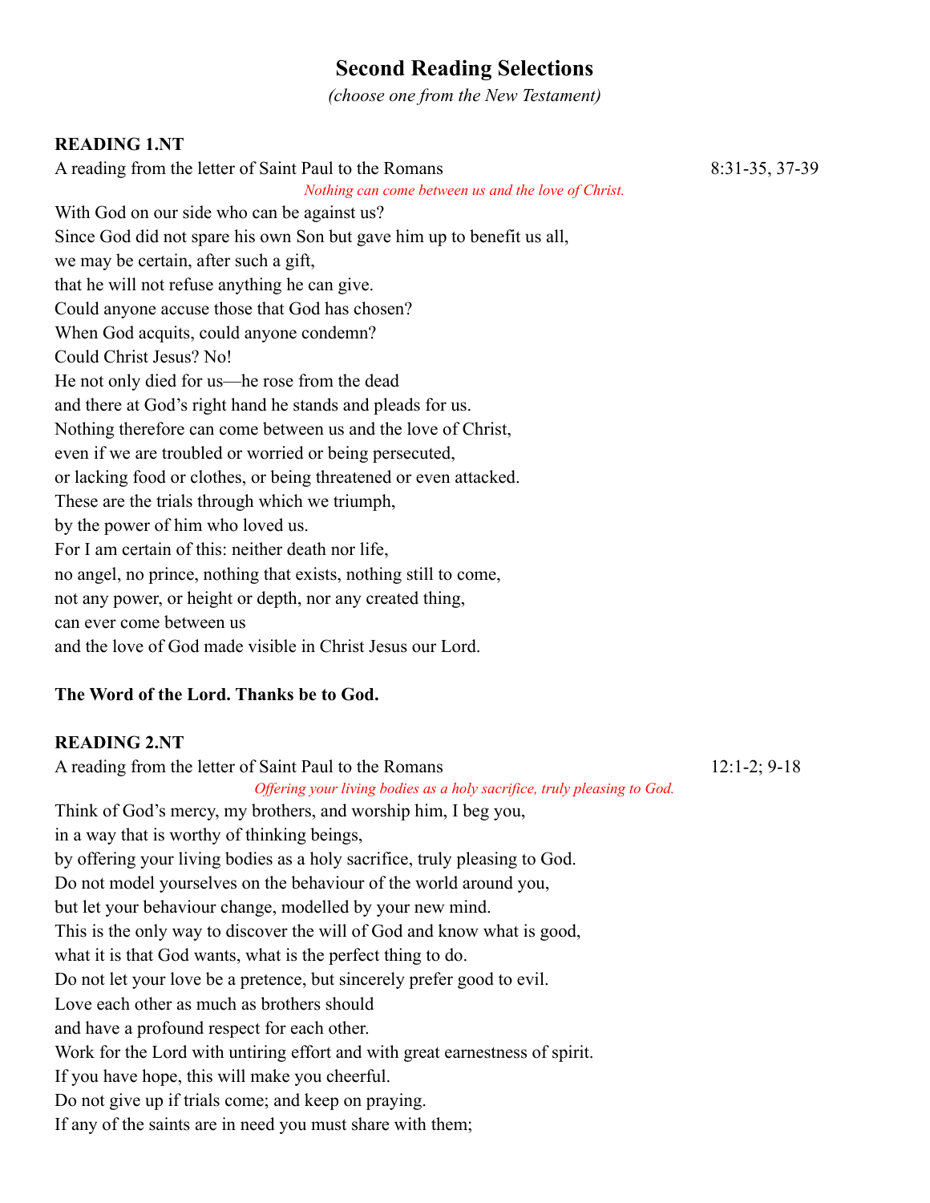# Second Reading Selections

*(choose one from the New Testament)*

**READING 1.NT**

A reading from the letter of Saint Paul to the Romans 8:31-35, 37-39

*Nothing can come between us and the love of Christ.*

With God on our side who can be against us?
Since God did not spare his own Son but gave him up to benefit us all,
we may be certain, after such a gift,
that he will not refuse anything he can give.
Could anyone accuse those that God has chosen?
When God acquits, could anyone condemn?
Could Christ Jesus? No!
He not only died for us—he rose from the dead
and there at God's right hand he stands and pleads for us.
Nothing therefore can come between us and the love of Christ,
even if we are troubled or worried or being persecuted,
or lacking food or clothes, or being threatened or even attacked.
These are the trials through which we triumph,
by the power of him who loved us.
For I am certain of this: neither death nor life,
no angel, no prince, nothing that exists, nothing still to come,
not any power, or height or depth, nor any created thing,
can ever come between us
and the love of God made visible in Christ Jesus our Lord.

**The Word of the Lord. Thanks be to God.**

**READING 2.NT**

A reading from the letter of Saint Paul to the Romans 12:1-2; 9-18

*Offering your living bodies as a holy sacrifice, truly pleasing to God.*

Think of God's mercy, my brothers, and worship him, I beg you,
in a way that is worthy of thinking beings,
by offering your living bodies as a holy sacrifice, truly pleasing to God.
Do not model yourselves on the behaviour of the world around you,
but let your behaviour change, modelled by your new mind.
This is the only way to discover the will of God and know what is good,
what it is that God wants, what is the perfect thing to do.
Do not let your love be a pretence, but sincerely prefer good to evil.
Love each other as much as brothers should
and have a profound respect for each other.
Work for the Lord with untiring effort and with great earnestness of spirit.
If you have hope, this will make you cheerful.
Do not give up if trials come; and keep on praying.
If any of the saints are in need you must share with them;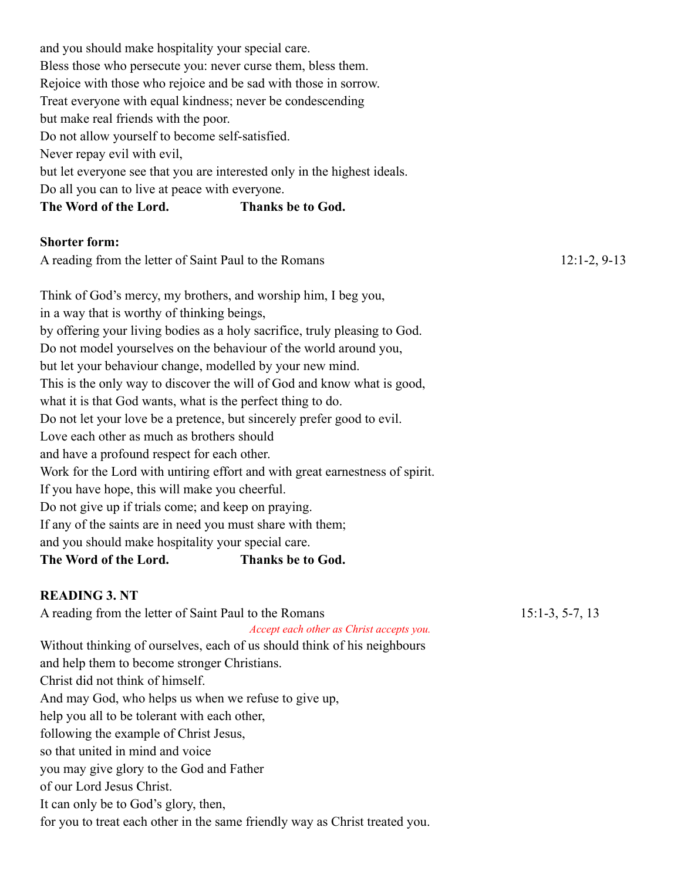and you should make hospitality your special care.
Bless those who persecute you: never curse them, bless them.
Rejoice with those who rejoice and be sad with those in sorrow.
Treat everyone with equal kindness; never be condescending
but make real friends with the poor.
Do not allow yourself to become self-satisfied.
Never repay evil with evil,
but let everyone see that you are interested only in the highest ideals.
Do all you can to live at peace with everyone.
**The Word of the Lord.** **Thanks be to God.**

**Shorter form:**

A reading from the letter of Saint Paul to the Romans 12:1-2, 9-13

Think of God's mercy, my brothers, and worship him, I beg you,
in a way that is worthy of thinking beings,
by offering your living bodies as a holy sacrifice, truly pleasing to God.
Do not model yourselves on the behaviour of the world around you,
but let your behaviour change, modelled by your new mind.
This is the only way to discover the will of God and know what is good,
what it is that God wants, what is the perfect thing to do.
Do not let your love be a pretence, but sincerely prefer good to evil.
Love each other as much as brothers should
and have a profound respect for each other.
Work for the Lord with untiring effort and with great earnestness of spirit.
If you have hope, this will make you cheerful.
Do not give up if trials come; and keep on praying.
If any of the saints are in need you must share with them;
and you should make hospitality your special care.
**The Word of the Lord.** **Thanks be to God.**

**READING 3. NT**

A reading from the letter of Saint Paul to the Romans 15:1-3, 5-7, 13

*Accept each other as Christ accepts you.*

Without thinking of ourselves, each of us should think of his neighbours
and help them to become stronger Christians.
Christ did not think of himself.
And may God, who helps us when we refuse to give up,
help you all to be tolerant with each other,
following the example of Christ Jesus,
so that united in mind and voice
you may give glory to the God and Father
of our Lord Jesus Christ.
It can only be to God's glory, then,
for you to treat each other in the same friendly way as Christ treated you.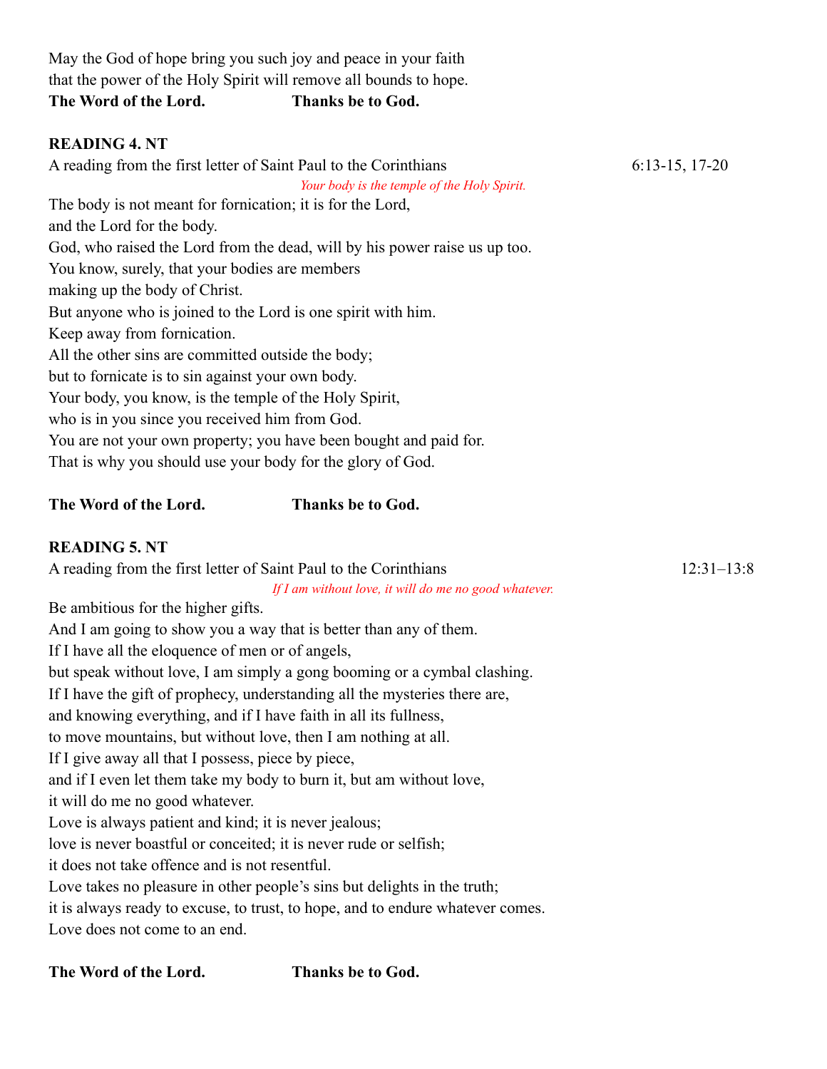May the God of hope bring you such joy and peace in your faith
that the power of the Holy Spirit will remove all bounds to hope.
**The Word of the Lord.** **Thanks be to God.**

**READING 4. NT**

A reading from the first letter of Saint Paul to the Corinthians 6:13-15, 17-20

*Your body is the temple of the Holy Spirit.*

The body is not meant for fornication; it is for the Lord,
and the Lord for the body.
God, who raised the Lord from the dead, will by his power raise us up too.
You know, surely, that your bodies are members
making up the body of Christ.
But anyone who is joined to the Lord is one spirit with him.
Keep away from fornication.
All the other sins are committed outside the body;
but to fornicate is to sin against your own body.
Your body, you know, is the temple of the Holy Spirit,
who is in you since you received him from God.
You are not your own property; you have been bought and paid for.
That is why you should use your body for the glory of God.

**The Word of the Lord.** **Thanks be to God.**

**READING 5. NT**

A reading from the first letter of Saint Paul to the Corinthians 12:31–13:8

*If I am without love, it will do me no good whatever.*

Be ambitious for the higher gifts.
And I am going to show you a way that is better than any of them.
If I have all the eloquence of men or of angels,
but speak without love, I am simply a gong booming or a cymbal clashing.
If I have the gift of prophecy, understanding all the mysteries there are,
and knowing everything, and if I have faith in all its fullness,
to move mountains, but without love, then I am nothing at all.
If I give away all that I possess, piece by piece,
and if I even let them take my body to burn it, but am without love,
it will do me no good whatever.
Love is always patient and kind; it is never jealous;
love is never boastful or conceited; it is never rude or selfish;
it does not take offence and is not resentful.
Love takes no pleasure in other people's sins but delights in the truth;
it is always ready to excuse, to trust, to hope, and to endure whatever comes.
Love does not come to an end.

**The Word of the Lord.** **Thanks be to God.**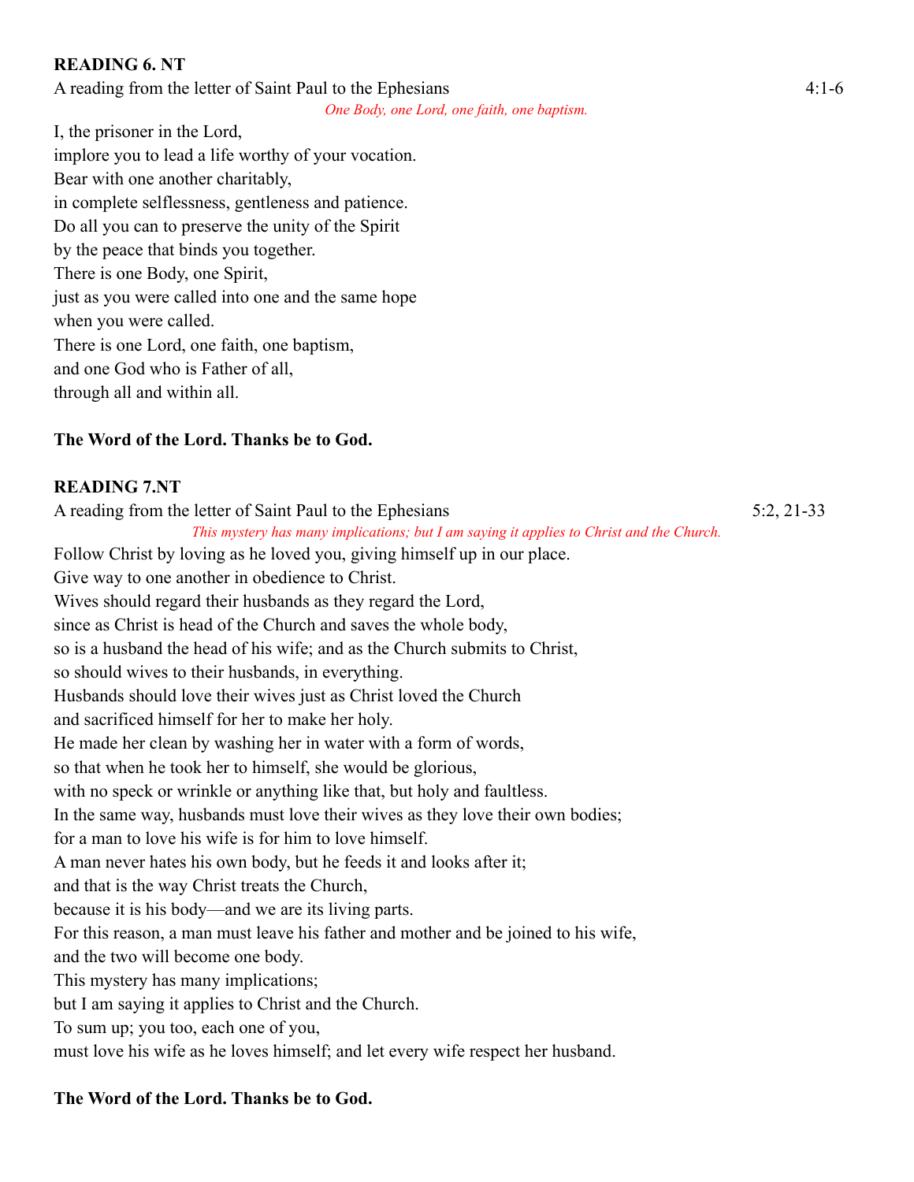**READING 6. NT**

A reading from the letter of Saint Paul to the Ephesians 4:1-6

*One Body, one Lord, one faith, one baptism.*

I, the prisoner in the Lord,
implore you to lead a life worthy of your vocation.
Bear with one another charitably,
in complete selflessness, gentleness and patience.
Do all you can to preserve the unity of the Spirit
by the peace that binds you together.
There is one Body, one Spirit,
just as you were called into one and the same hope
when you were called.
There is one Lord, one faith, one baptism,
and one God who is Father of all,
through all and within all.

**The Word of the Lord. Thanks be to God.**

**READING 7.NT**

A reading from the letter of Saint Paul to the Ephesians 5:2, 21-33

*This mystery has many implications; but I am saying it applies to Christ and the Church.*

Follow Christ by loving as he loved you, giving himself up in our place.
Give way to one another in obedience to Christ.
Wives should regard their husbands as they regard the Lord,
since as Christ is head of the Church and saves the whole body,
so is a husband the head of his wife; and as the Church submits to Christ,
so should wives to their husbands, in everything.
Husbands should love their wives just as Christ loved the Church
and sacrificed himself for her to make her holy.
He made her clean by washing her in water with a form of words,
so that when he took her to himself, she would be glorious,
with no speck or wrinkle or anything like that, but holy and faultless.
In the same way, husbands must love their wives as they love their own bodies;
for a man to love his wife is for him to love himself.
A man never hates his own body, but he feeds it and looks after it;
and that is the way Christ treats the Church,
because it is his body—and we are its living parts.
For this reason, a man must leave his father and mother and be joined to his wife,
and the two will become one body.
This mystery has many implications;
but I am saying it applies to Christ and the Church.
To sum up; you too, each one of you,
must love his wife as he loves himself; and let every wife respect her husband.

**The Word of the Lord. Thanks be to God.**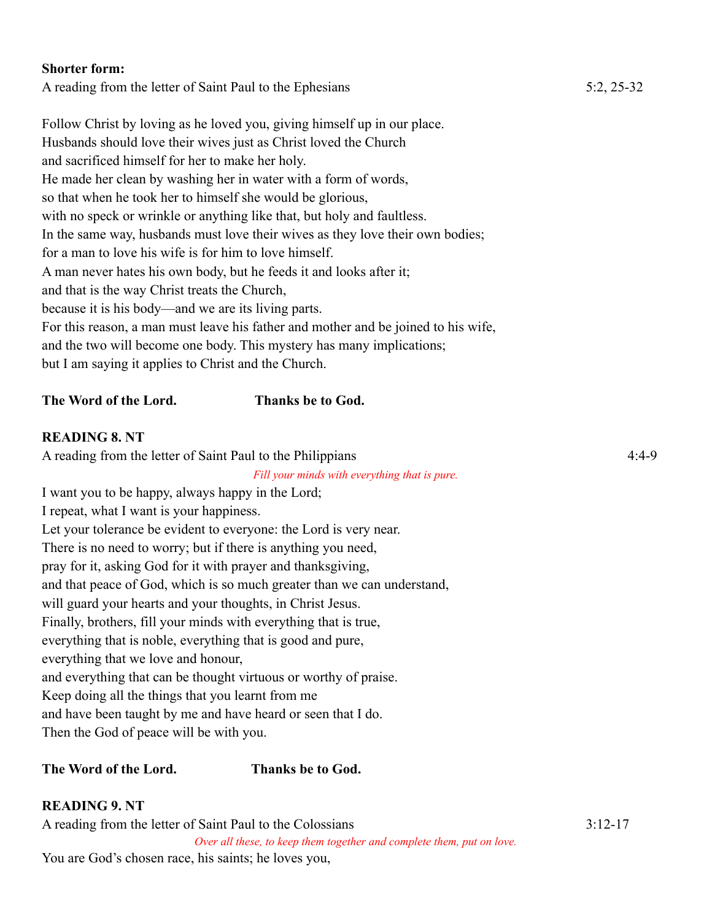**Shorter form:**

A reading from the letter of Saint Paul to the Ephesians 5:2, 25-32

Follow Christ by loving as he loved you, giving himself up in our place.
Husbands should love their wives just as Christ loved the Church
and sacrificed himself for her to make her holy.
He made her clean by washing her in water with a form of words,
so that when he took her to himself she would be glorious,
with no speck or wrinkle or anything like that, but holy and faultless.
In the same way, husbands must love their wives as they love their own bodies;
for a man to love his wife is for him to love himself.
A man never hates his own body, but he feeds it and looks after it;
and that is the way Christ treats the Church,
because it is his body—and we are its living parts.
For this reason, a man must leave his father and mother and be joined to his wife,
and the two will become one body. This mystery has many implications;
but I am saying it applies to Christ and the Church.

**The Word of the Lord.** **Thanks be to God.**

**READING 8. NT**

A reading from the letter of Saint Paul to the Philippians 4:4-9

*Fill your minds with everything that is pure.*

I want you to be happy, always happy in the Lord;
I repeat, what I want is your happiness.
Let your tolerance be evident to everyone: the Lord is very near.
There is no need to worry; but if there is anything you need,
pray for it, asking God for it with prayer and thanksgiving,
and that peace of God, which is so much greater than we can understand,
will guard your hearts and your thoughts, in Christ Jesus.
Finally, brothers, fill your minds with everything that is true,
everything that is noble, everything that is good and pure,
everything that we love and honour,
and everything that can be thought virtuous or worthy of praise.
Keep doing all the things that you learnt from me
and have been taught by me and have heard or seen that I do.
Then the God of peace will be with you.

**The Word of the Lord.** **Thanks be to God.**

**READING 9. NT**

A reading from the letter of Saint Paul to the Colossians 3:12-17

*Over all these, to keep them together and complete them, put on love.*

You are God's chosen race, his saints; he loves you,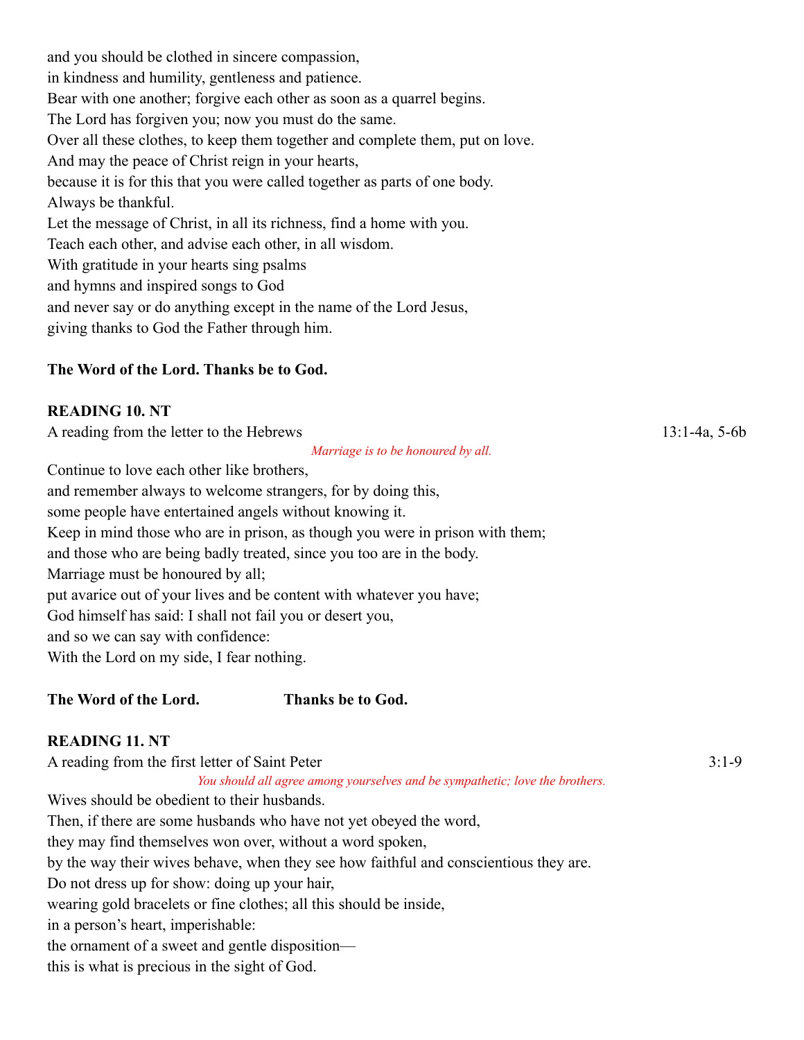and you should be clothed in sincere compassion,
in kindness and humility, gentleness and patience.
Bear with one another; forgive each other as soon as a quarrel begins.
The Lord has forgiven you; now you must do the same.
Over all these clothes, to keep them together and complete them, put on love.
And may the peace of Christ reign in your hearts,
because it is for this that you were called together as parts of one body.
Always be thankful.
Let the message of Christ, in all its richness, find a home with you.
Teach each other, and advise each other, in all wisdom.
With gratitude in your hearts sing psalms
and hymns and inspired songs to God
and never say or do anything except in the name of the Lord Jesus,
giving thanks to God the Father through him.

**The Word of the Lord. Thanks be to God.**

**READING 10. NT**

A reading from the letter to the Hebrews 13:1-4a, 5-6b

*Marriage is to be honoured by all.*

Continue to love each other like brothers,
and remember always to welcome strangers, for by doing this,
some people have entertained angels without knowing it.
Keep in mind those who are in prison, as though you were in prison with them;
and those who are being badly treated, since you too are in the body.
Marriage must be honoured by all;
put avarice out of your lives and be content with whatever you have;
God himself has said: I shall not fail you or desert you,
and so we can say with confidence:
With the Lord on my side, I fear nothing.

**The Word of the Lord. Thanks be to God.**

**READING 11. NT**

A reading from the first letter of Saint Peter 3:1-9

*You should all agree among yourselves and be sympathetic; love the brothers.*

Wives should be obedient to their husbands.
Then, if there are some husbands who have not yet obeyed the word,
they may find themselves won over, without a word spoken,
by the way their wives behave, when they see how faithful and conscientious they are.
Do not dress up for show: doing up your hair,
wearing gold bracelets or fine clothes; all this should be inside,
in a person's heart, imperishable:
the ornament of a sweet and gentle disposition—
this is what is precious in the sight of God.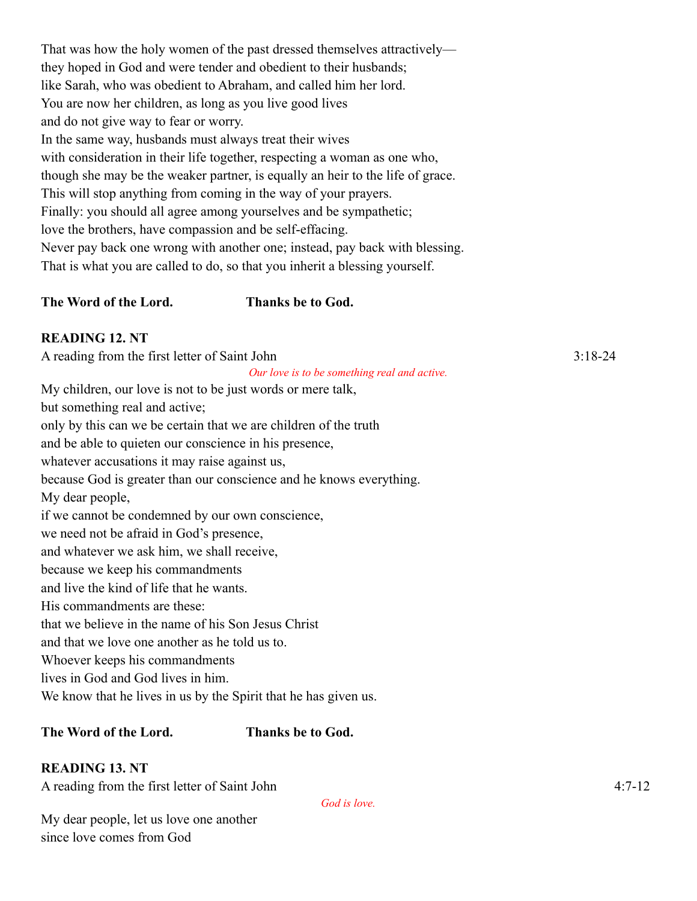That was how the holy women of the past dressed themselves attractively—
they hoped in God and were tender and obedient to their husbands;
like Sarah, who was obedient to Abraham, and called him her lord.
You are now her children, as long as you live good lives
and do not give way to fear or worry.
In the same way, husbands must always treat their wives
with consideration in their life together, respecting a woman as one who,
though she may be the weaker partner, is equally an heir to the life of grace.
This will stop anything from coming in the way of your prayers.
Finally: you should all agree among yourselves and be sympathetic;
love the brothers, have compassion and be self-effacing.
Never pay back one wrong with another one; instead, pay back with blessing.
That is what you are called to do, so that you inherit a blessing yourself.

**The Word of the Lord.** **Thanks be to God.**

**READING 12. NT**

A reading from the first letter of Saint John 3:18-24

*Our love is to be something real and active.*

My children, our love is not to be just words or mere talk,
but something real and active;
only by this can we be certain that we are children of the truth
and be able to quieten our conscience in his presence,
whatever accusations it may raise against us,
because God is greater than our conscience and he knows everything.
My dear people,
if we cannot be condemned by our own conscience,
we need not be afraid in God's presence,
and whatever we ask him, we shall receive,
because we keep his commandments
and live the kind of life that he wants.
His commandments are these:
that we believe in the name of his Son Jesus Christ
and that we love one another as he told us to.
Whoever keeps his commandments
lives in God and God lives in him.
We know that he lives in us by the Spirit that he has given us.

**The Word of the Lord.** **Thanks be to God.**

**READING 13. NT**

A reading from the first letter of Saint John 4:7-12

*God is love.*

My dear people, let us love one another
since love comes from God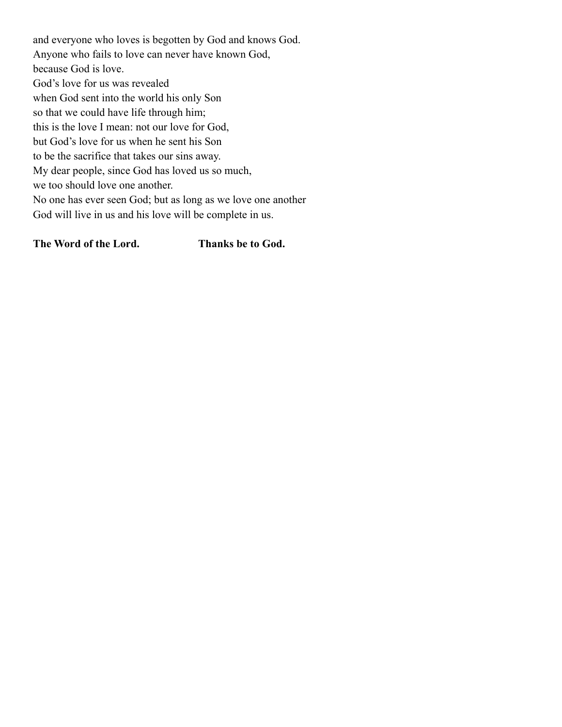and everyone who loves is begotten by God and knows God.
Anyone who fails to love can never have known God,
because God is love.
God's love for us was revealed
when God sent into the world his only Son
so that we could have life through him;
this is the love I mean: not our love for God,
but God's love for us when he sent his Son
to be the sacrifice that takes our sins away.
My dear people, since God has loved us so much,
we too should love one another.
No one has ever seen God; but as long as we love one another
God will live in us and his love will be complete in us.

**The Word of the Lord.** **Thanks be to God.**